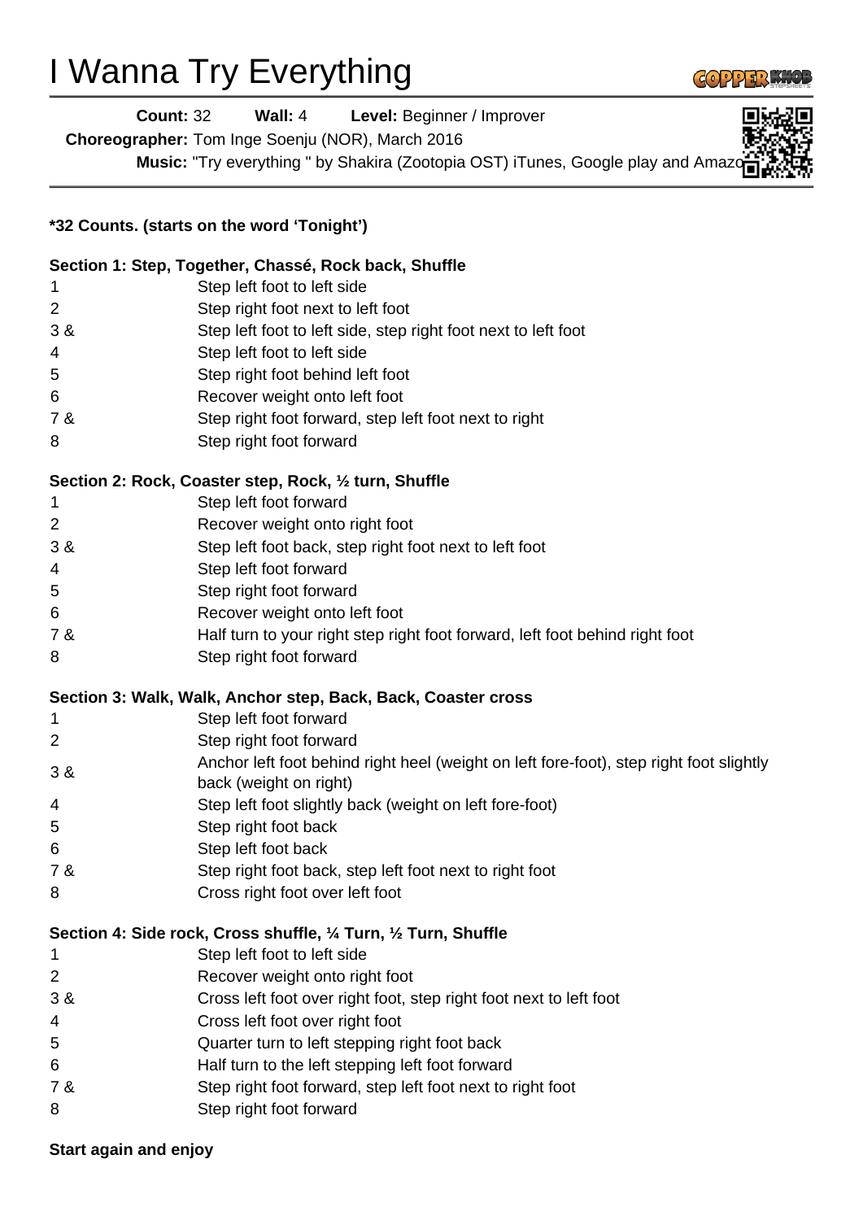# I Wanna Try Everything

**Count:** 32 **Wall:** 4 **Level:** Beginner / Improver

**Choreographer:** Tom Inge Soenju (NOR), March 2016

**Music:** "Try everything " by Shakira (Zootopia OST) iTunes, Google play and Amazon

**\*32 Counts. (starts on the word 'Tonight')**

**Section 1: Step, Together, Chassé, Rock back, Shuffle**

| | |
|---|---|
| 1 | Step left foot to left side |
| 2 | Step right foot next to left foot |
| 3 & | Step left foot to left side, step right foot next to left foot |
| 4 | Step left foot to left side |
| 5 | Step right foot behind left foot |
| 6 | Recover weight onto left foot |
| 7 & | Step right foot forward, step left foot next to right |
| 8 | Step right foot forward |

**Section 2: Rock, Coaster step, Rock, ½ turn, Shuffle**

| | |
|---|---|
| 1 | Step left foot forward |
| 2 | Recover weight onto right foot |
| 3 & | Step left foot back, step right foot next to left foot |
| 4 | Step left foot forward |
| 5 | Step right foot forward |
| 6 | Recover weight onto left foot |
| 7 & | Half turn to your right step right foot forward, left foot behind right foot |
| 8 | Step right foot forward |

**Section 3: Walk, Walk, Anchor step, Back, Back, Coaster cross**

| | |
|---|---|
| 1 | Step left foot forward |
| 2 | Step right foot forward |
| 3 & | Anchor left foot behind right heel (weight on left fore-foot), step right foot slightly back (weight on right) |
| 4 | Step left foot slightly back (weight on left fore-foot) |
| 5 | Step right foot back |
| 6 | Step left foot back |
| 7 & | Step right foot back, step left foot next to right foot |
| 8 | Cross right foot over left foot |

**Section 4: Side rock, Cross shuffle, ¼ Turn, ½ Turn, Shuffle**

| | |
|---|---|
| 1 | Step left foot to left side |
| 2 | Recover weight onto right foot |
| 3 & | Cross left foot over right foot, step right foot next to left foot |
| 4 | Cross left foot over right foot |
| 5 | Quarter turn to left stepping right foot back |
| 6 | Half turn to the left stepping left foot forward |
| 7 & | Step right foot forward, step left foot next to right foot |
| 8 | Step right foot forward |

**Start again and enjoy**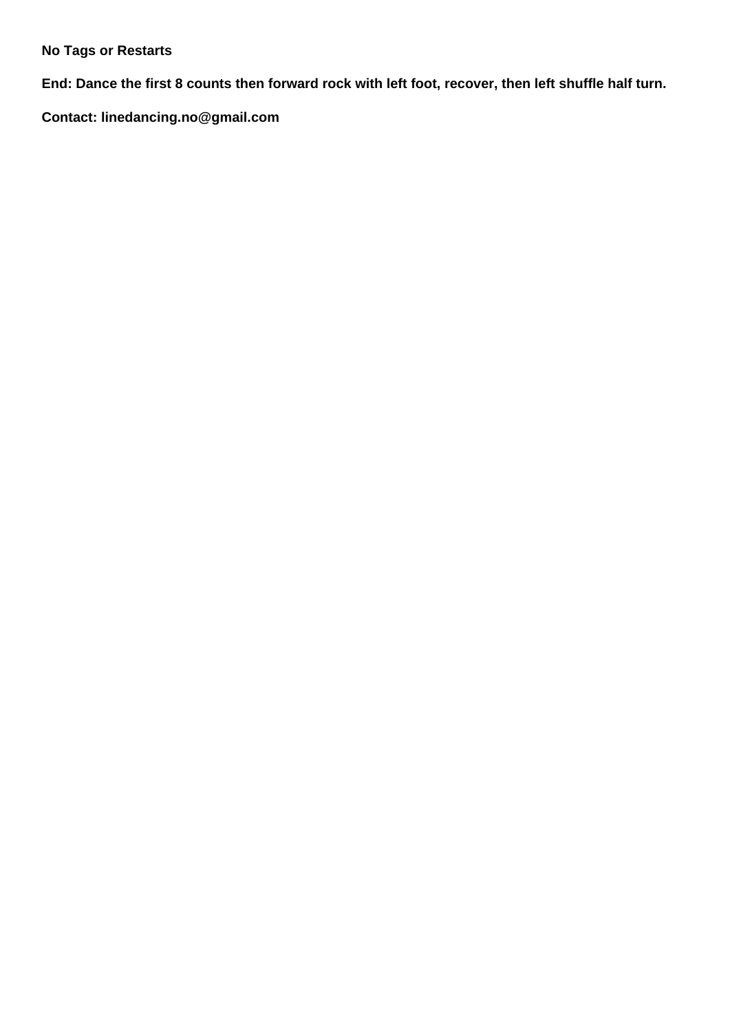**No Tags or Restarts**

**End: Dance the first 8 counts then forward rock with left foot, recover, then left shuffle half turn.**

**Contact: linedancing.no@gmail.com**